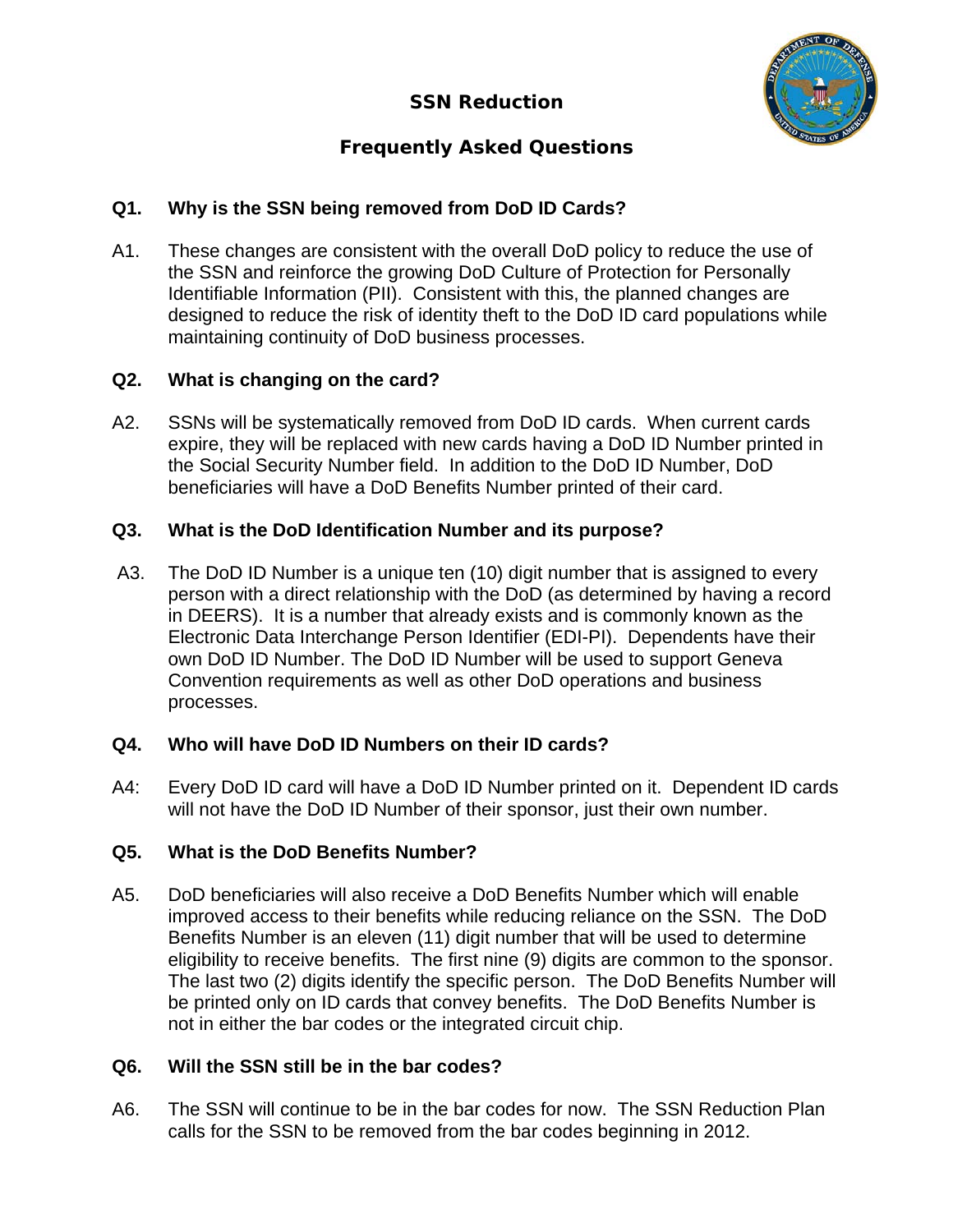# SSN Reduction

## Frequently Asked Questions

**Q1. Why is the SSN being removed from DoD ID Cards?**

A1. These changes are consistent with the overall DoD policy to reduce the use of the SSN and reinforce the growing DoD Culture of Protection for Personally Identifiable Information (PII). Consistent with this, the planned changes are designed to reduce the risk of identity theft to the DoD ID card populations while maintaining continuity of DoD business processes.

**Q2. What is changing on the card?**

A2. SSNs will be systematically removed from DoD ID cards. When current cards expire, they will be replaced with new cards having a DoD ID Number printed in the Social Security Number field. In addition to the DoD ID Number, DoD beneficiaries will have a DoD Benefits Number printed of their card.

**Q3. What is the DoD Identification Number and its purpose?**

A3. The DoD ID Number is a unique ten (10) digit number that is assigned to every person with a direct relationship with the DoD (as determined by having a record in DEERS). It is a number that already exists and is commonly known as the Electronic Data Interchange Person Identifier (EDI-PI). Dependents have their own DoD ID Number. The DoD ID Number will be used to support Geneva Convention requirements as well as other DoD operations and business processes.

**Q4. Who will have DoD ID Numbers on their ID cards?**

A4: Every DoD ID card will have a DoD ID Number printed on it. Dependent ID cards will not have the DoD ID Number of their sponsor, just their own number.

**Q5. What is the DoD Benefits Number?**

A5. DoD beneficiaries will also receive a DoD Benefits Number which will enable improved access to their benefits while reducing reliance on the SSN. The DoD Benefits Number is an eleven (11) digit number that will be used to determine eligibility to receive benefits. The first nine (9) digits are common to the sponsor. The last two (2) digits identify the specific person. The DoD Benefits Number will be printed only on ID cards that convey benefits. The DoD Benefits Number is not in either the bar codes or the integrated circuit chip.

**Q6. Will the SSN still be in the bar codes?**

A6. The SSN will continue to be in the bar codes for now. The SSN Reduction Plan calls for the SSN to be removed from the bar codes beginning in 2012.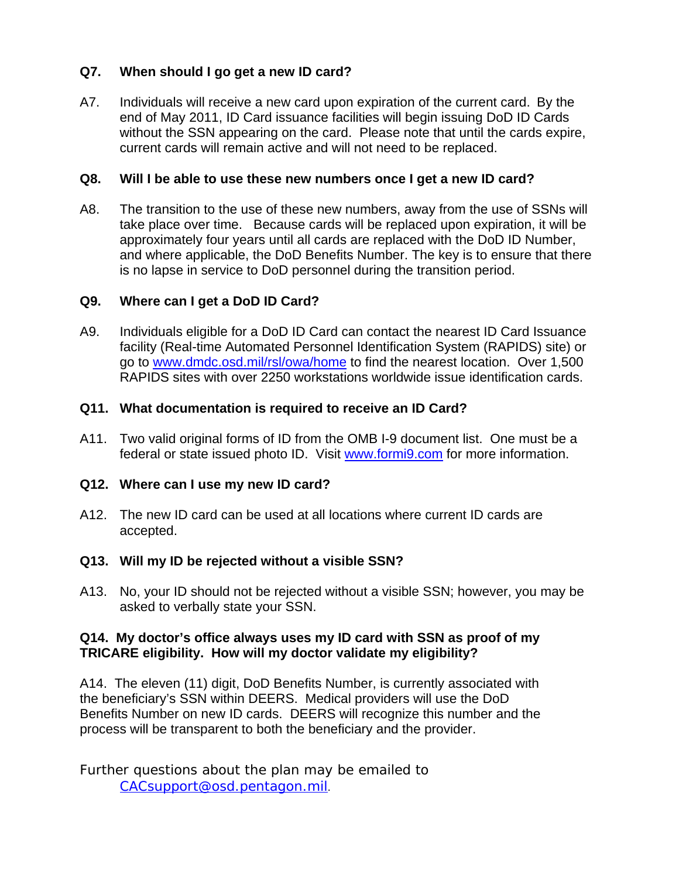**Q7. When should I go get a new ID card?**

A7. Individuals will receive a new card upon expiration of the current card. By the end of May 2011, ID Card issuance facilities will begin issuing DoD ID Cards without the SSN appearing on the card. Please note that until the cards expire, current cards will remain active and will not need to be replaced.

**Q8. Will I be able to use these new numbers once I get a new ID card?**

A8. The transition to the use of these new numbers, away from the use of SSNs will take place over time. Because cards will be replaced upon expiration, it will be approximately four years until all cards are replaced with the DoD ID Number, and where applicable, the DoD Benefits Number. The key is to ensure that there is no lapse in service to DoD personnel during the transition period.

**Q9. Where can I get a DoD ID Card?**

A9. Individuals eligible for a DoD ID Card can contact the nearest ID Card Issuance facility (Real-time Automated Personnel Identification System (RAPIDS) site) or go to [www.dmdc.osd.mil/rsl/owa/home](http://www.dmdc.osd.mil/rsl/owa/home) to find the nearest location. Over 1,500 RAPIDS sites with over 2250 workstations worldwide issue identification cards.

**Q11. What documentation is required to receive an ID Card?**

A11. Two valid original forms of ID from the OMB I-9 document list. One must be a federal or state issued photo ID. Visit [www.formi9.com](http://www.formi9.com) for more information.

**Q12. Where can I use my new ID card?**

A12. The new ID card can be used at all locations where current ID cards are accepted.

**Q13. Will my ID be rejected without a visible SSN?**

A13. No, your ID should not be rejected without a visible SSN; however, you may be asked to verbally state your SSN.

**Q14. My doctor's office always uses my ID card with SSN as proof of my TRICARE eligibility. How will my doctor validate my eligibility?**

A14. The eleven (11) digit, DoD Benefits Number, is currently associated with the beneficiary's SSN within DEERS. Medical providers will use the DoD Benefits Number on new ID cards. DEERS will recognize this number and the process will be transparent to both the beneficiary and the provider.

Further questions about the plan may be emailed to [CACsupport@osd.pentagon.mil](mailto:CACsupport@osd.pentagon.mil).